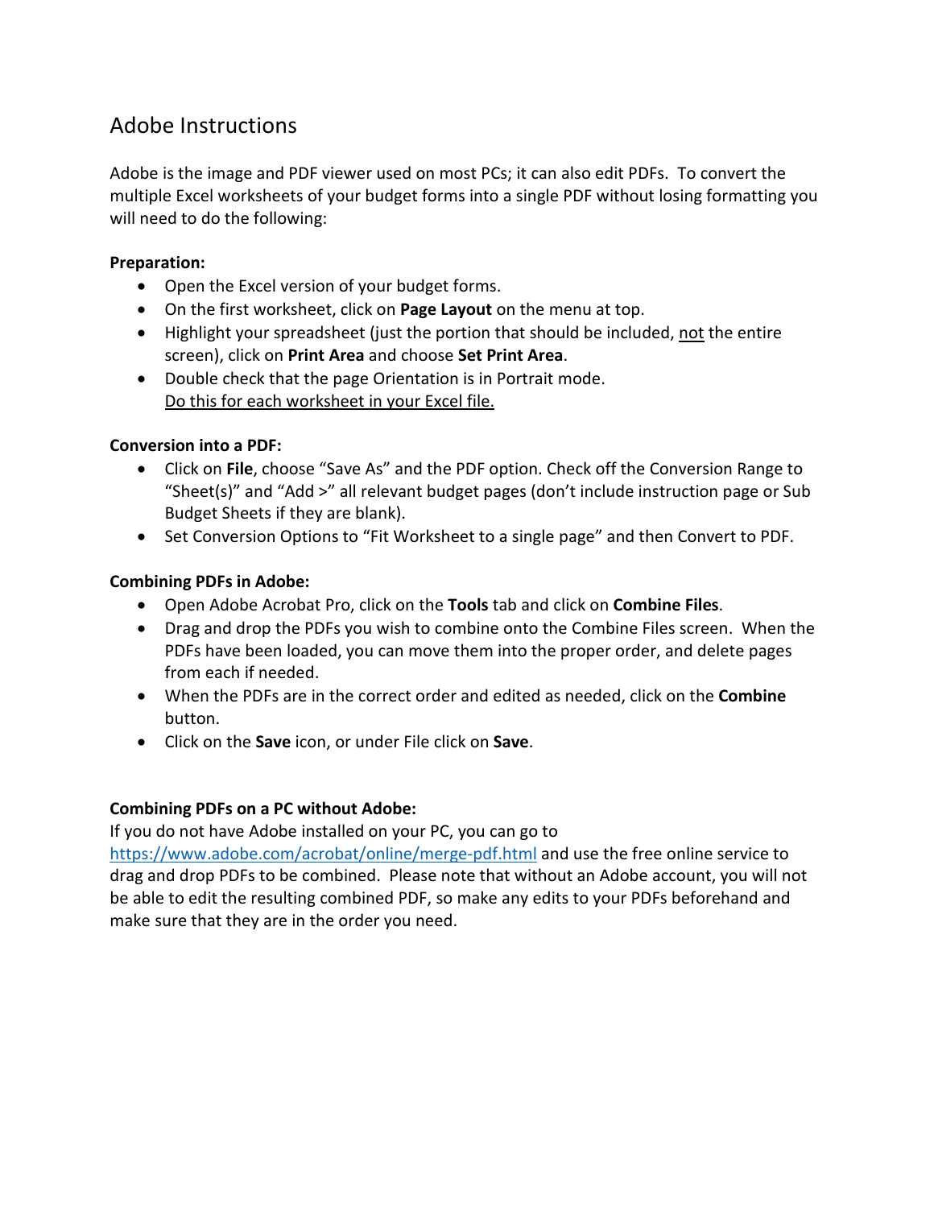# Adobe Instructions

Adobe is the image and PDF viewer used on most PCs; it can also edit PDFs. To convert the multiple Excel worksheets of your budget forms into a single PDF without losing formatting you will need to do the following:

**Preparation:**

- Open the Excel version of your budget forms.
- On the first worksheet, click on **Page Layout** on the menu at top.
- Highlight your spreadsheet (just the portion that should be included, <u>not</u> the entire screen), click on **Print Area** and choose **Set Print Area**.
- Double check that the page Orientation is in Portrait mode.
  <u>Do this for each worksheet in your Excel file.</u>

**Conversion into a PDF:**

- Click on **File**, choose “Save As” and the PDF option. Check off the Conversion Range to “Sheet(s)” and “Add >” all relevant budget pages (don’t include instruction page or Sub Budget Sheets if they are blank).
- Set Conversion Options to “Fit Worksheet to a single page” and then Convert to PDF.

**Combining PDFs in Adobe:**

- Open Adobe Acrobat Pro, click on the **Tools** tab and click on **Combine Files**.
- Drag and drop the PDFs you wish to combine onto the Combine Files screen. When the PDFs have been loaded, you can move them into the proper order, and delete pages from each if needed.
- When the PDFs are in the correct order and edited as needed, click on the **Combine** button.
- Click on the **Save** icon, or under File click on **Save**.

**Combining PDFs on a PC without Adobe:**

If you do not have Adobe installed on your PC, you can go to [https://www.adobe.com/acrobat/online/merge-pdf.html](https://www.adobe.com/acrobat/online/merge-pdf.html) and use the free online service to drag and drop PDFs to be combined. Please note that without an Adobe account, you will not be able to edit the resulting combined PDF, so make any edits to your PDFs beforehand and make sure that they are in the order you need.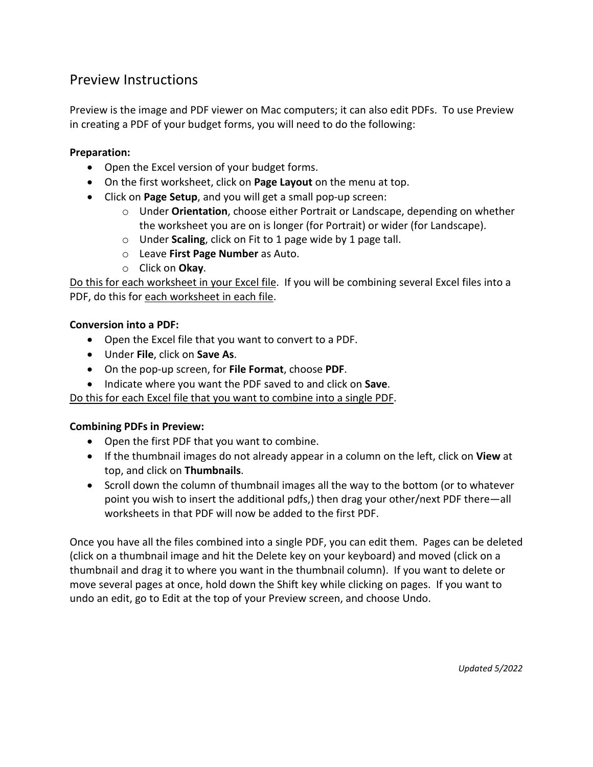# Preview Instructions

Preview is the image and PDF viewer on Mac computers; it can also edit PDFs. To use Preview in creating a PDF of your budget forms, you will need to do the following:

**Preparation:**

- Open the Excel version of your budget forms.
- On the first worksheet, click on **Page Layout** on the menu at top.
- Click on **Page Setup**, and you will get a small pop-up screen:
    - Under **Orientation**, choose either Portrait or Landscape, depending on whether the worksheet you are on is longer (for Portrait) or wider (for Landscape).
    - Under **Scaling**, click on Fit to 1 page wide by 1 page tall.
    - Leave **First Page Number** as Auto.
    - Click on **Okay**.

<u>Do this for each worksheet in your Excel file</u>. If you will be combining several Excel files into a PDF, do this for <u>each worksheet in each file</u>.

**Conversion into a PDF:**

- Open the Excel file that you want to convert to a PDF.
- Under **File**, click on **Save As**.
- On the pop-up screen, for **File Format**, choose **PDF**.
- Indicate where you want the PDF saved to and click on **Save**.

<u>Do this for each Excel file that you want to combine into a single PDF</u>.

**Combining PDFs in Preview:**

- Open the first PDF that you want to combine.
- If the thumbnail images do not already appear in a column on the left, click on **View** at top, and click on **Thumbnails**.
- Scroll down the column of thumbnail images all the way to the bottom (or to whatever point you wish to insert the additional pdfs,) then drag your other/next PDF there—all worksheets in that PDF will now be added to the first PDF.

Once you have all the files combined into a single PDF, you can edit them. Pages can be deleted (click on a thumbnail image and hit the Delete key on your keyboard) and moved (click on a thumbnail and drag it to where you want in the thumbnail column). If you want to delete or move several pages at once, hold down the Shift key while clicking on pages. If you want to undo an edit, go to Edit at the top of your Preview screen, and choose Undo.

*Updated 5/2022*